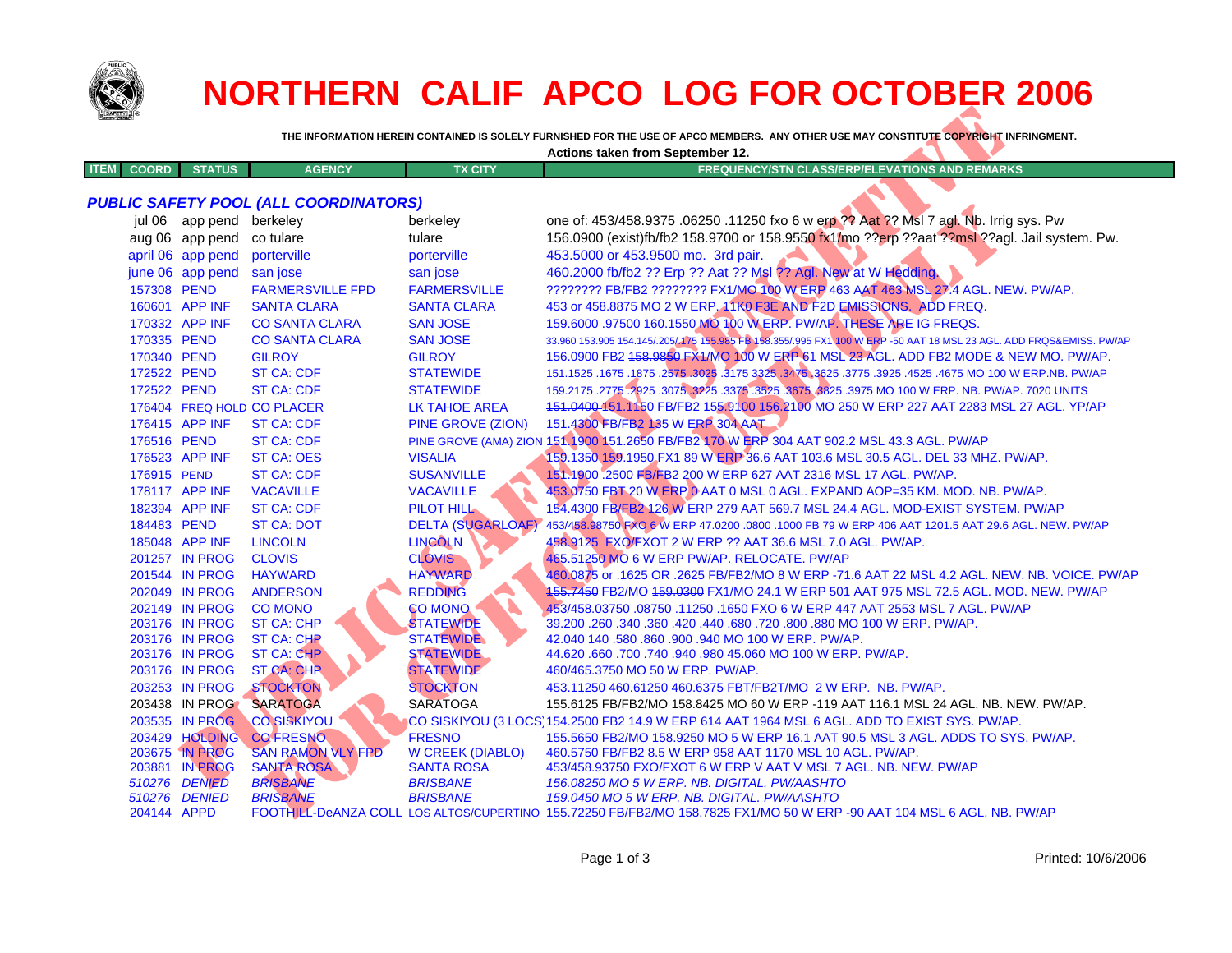# NORTHERN CALIF APCO LOG FOR OCTOBER 2006

**THE INFORMATION HEREIN CONTAINED IS SOLELY FURNISHED FOR THE USE OF APCO MEMBERS. ANY OTHER USE MAY CONSTITUTE COPYRIGHT INFRINGMENT.**

**Actions taken from September 12.**

| ITEM | COORD | STATUS | AGENCY | TX CITY | FREQUENCY/STN CLASS/ERP/ELEVATIONS AND REMARKS |
|---|---|---|---|---|---|
| ***PUBLIC SAFETY POOL (ALL COORDINATORS)*** | | | | | |
| | jul 06 | app pend | berkeley | berkeley | one of: 453/458.9375 .06250 .11250 fxo 6 w erp ?? Aat ?? Msl 7 agl. Nb. Irrig sys. Pw |
| | aug 06 | app pend | co tulare | tulare | 156.0900 (exist)fb/fb2 158.9700 or 158.9550 fx1/mo ??erp ??aat ??msl ??agl. Jail system. Pw. |
| | april 06 | app pend | porterville | porterville | 453.5000 or 453.9500 mo. 3rd pair. |
| | june 06 | app pend | san jose | san jose | 460.2000 fb/fb2 ?? Erp ?? Aat ?? Msl ?? Agl. New at W Hedding. |
| | 157308 | PEND | FARMERSVILLE FPD | FARMERSVILLE | ???????? FB/FB2 ???????? FX1/MO 100 W ERP 463 AAT 463 MSL 27.4 AGL. NEW. PW/AP. |
| | 160601 | APP INF | SANTA CLARA | SANTA CLARA | 453 or 458.8875 MO 2 W ERP. 11K0 F3E AND F2D EMISSIONS. ADD FREQ. |
| | 170332 | APP INF | CO SANTA CLARA | SAN JOSE | 159.6000 .97500 160.1550 MO 100 W ERP. PW/AP. THESE ARE IG FREQS. |
| | 170335 | PEND | CO SANTA CLARA | SAN JOSE | 33.960 153.905 154.145/.205/.175 155.985 FB 158.355/.995 FX1 100 W ERP -50 AAT 18 MSL 23 AGL. ADD FRQS&EMISS. PW/AP |
| | 170340 | PEND | GILROY | GILROY | 156.0900 FB2 ~~158.9850~~ FX1/MO 100 W ERP 61 MSL 23 AGL. ADD FB2 MODE & NEW MO. PW/AP. |
| | 172522 | PEND | ST CA: CDF | STATEWIDE | 151.1525 .1675 .1875 .2575 .3025 .3175 3325 .3475 .3625 .3775 .3925 .4525 .4675 MO 100 W ERP.NB. PW/AP |
| | 172522 | PEND | ST CA: CDF | STATEWIDE | 159.2175 .2775 .2925 .3075 .3225 .3375 .3525 .3675 .3825 .3975 MO 100 W ERP. NB. PW/AP. 7020 UNITS |
| | 176404 | FREQ HOLD | CO PLACER | LK TAHOE AREA | ~~151.0400~~ 151.1150 FB/FB2 155.9100 156.2100 MO 250 W ERP 227 AAT 2283 MSL 27 AGL. YP/AP |
| | 176415 | APP INF | ST CA: CDF | PINE GROVE (ZION) | 151.4300 FB/FB2 135 W ERP 304 AAT |
| | 176516 | PEND | ST CA: CDF | PINE GROVE (AMA) ZION | 151.1900 151.2650 FB/FB2 170 W ERP 304 AAT 902.2 MSL 43.3 AGL. PW/AP |
| | 176523 | APP INF | ST CA: OES | VISALIA | 159.1350 159.1950 FX1 89 W ERP 36.6 AAT 103.6 MSL 30.5 AGL. DEL 33 MHZ. PW/AP. |
| | 176915 | PEND | ST CA: CDF | SUSANVILLE | 151.1900 .2500 FB/FB2 200 W ERP 627 AAT 2316 MSL 17 AGL. PW/AP. |
| | 178117 | APP INF | VACAVILLE | VACAVILLE | 453.0750 FBT 20 W ERP 0 AAT 0 MSL 0 AGL. EXPAND AOP=35 KM. MOD. NB. PW/AP. |
| | 182394 | APP INF | ST CA: CDF | PILOT HILL | 154.4300 FB/FB2 126 W ERP 279 AAT 569.7 MSL 24.4 AGL. MOD-EXIST SYSTEM. PW/AP |
| | 184483 | PEND | ST CA: DOT | DELTA (SUGARLOAF) | 453/458.98750 FXO 6 W ERP 47.0200 .0800 .1000 FB 79 W ERP 406 AAT 1201.5 AAT 29.6 AGL. NEW. PW/AP |
| | 185048 | APP INF | LINCOLN | LINCOLN | 458.9125 FXO/FXOT 2 W ERP ?? AAT 36.6 MSL 7.0 AGL. PW/AP. |
| | 201257 | IN PROG | CLOVIS | CLOVIS | 465.51250 MO 6 W ERP PW/AP. RELOCATE. PW/AP |
| | 201544 | IN PROG | HAYWARD | HAYWARD | 460.0875 or .1625 OR .2625 FB/FB2/MO 8 W ERP -71.6 AAT 22 MSL 4.2 AGL. NEW. NB. VOICE. PW/AP |
| | 202049 | IN PROG | ANDERSON | REDDING | ~~155.7450~~ FB2/MO ~~159.0300~~ FX1/MO 24.1 W ERP 501 AAT 975 MSL 72.5 AGL. MOD. NEW. PW/AP |
| | 202149 | IN PROG | CO MONO | CO MONO | 453/458.03750 .08750 .11250 .1650 FXO 6 W ERP 447 AAT 2553 MSL 7 AGL. PW/AP |
| | 203176 | IN PROG | ST CA: CHP | STATEWIDE | 39.200 .260 .340 .360 .420 .440 .680 .720 .800 .880 MO 100 W ERP. PW/AP. |
| | 203176 | IN PROG | ST CA: CHP | STATEWIDE | 42.040 140 .580 .860 .900 .940 MO 100 W ERP. PW/AP. |
| | 203176 | IN PROG | ST CA: CHP | STATEWIDE | 44.620 .660 .700 .740 .940 .980 45.060 MO 100 W ERP. PW/AP. |
| | 203176 | IN PROG | ST CA: CHP | STATEWIDE | 460/465.3750 MO 50 W ERP. PW/AP. |
| | 203253 | IN PROG | STOCKTON | STOCKTON | 453.11250 460.61250 460.6375 FBT/FB2T/MO 2 W ERP. NB. PW/AP. |
| | 203438 | IN PROG | SARATOGA | SARATOGA | 155.6125 FB/FB2/MO 158.8425 MO 60 W ERP -119 AAT 116.1 MSL 24 AGL. NB. NEW. PW/AP. |
| | 203535 | IN PROG | CO SISKIYOU | CO SISKIYOU (3 LOCS) | 154.2500 FB2 14.9 W ERP 614 AAT 1964 MSL 6 AGL. ADD TO EXIST SYS. PW/AP. |
| | 203429 | HOLDING | CO FRESNO | FRESNO | 155.5650 FB2/MO 158.9250 MO 5 W ERP 16.1 AAT 90.5 MSL 3 AGL. ADDS TO SYS. PW/AP. |
| | 203675 | IN PROG | SAN RAMON VLY FPD | W CREEK (DIABLO) | 460.5750 FB/FB2 8.5 W ERP 958 AAT 1170 MSL 10 AGL. PW/AP. |
| | 203881 | IN PROG | SANTA ROSA | SANTA ROSA | 453/458.93750 FXO/FXOT 6 W ERP V AAT V MSL 7 AGL. NB. NEW. PW/AP |
| | *510276* | *DENIED* | *BRISBANE* | *BRISBANE* | *156.08250 MO 5 W ERP. NB. DIGITAL. PW/AASHTO* |
| | *510276* | *DENIED* | *BRISBANE* | *BRISBANE* | *159.0450 MO 5 W ERP. NB. DIGITAL. PW/AASHTO* |
| | 204144 | APPD | FOOTHILL-DeANZA COLL | LOS ALTOS/CUPERTINO | 155.72250 FB/FB2/MO 158.7825 FX1/MO 50 W ERP -90 AAT 104 MSL 6 AGL. NB. PW/AP |

Printed: 10/6/2006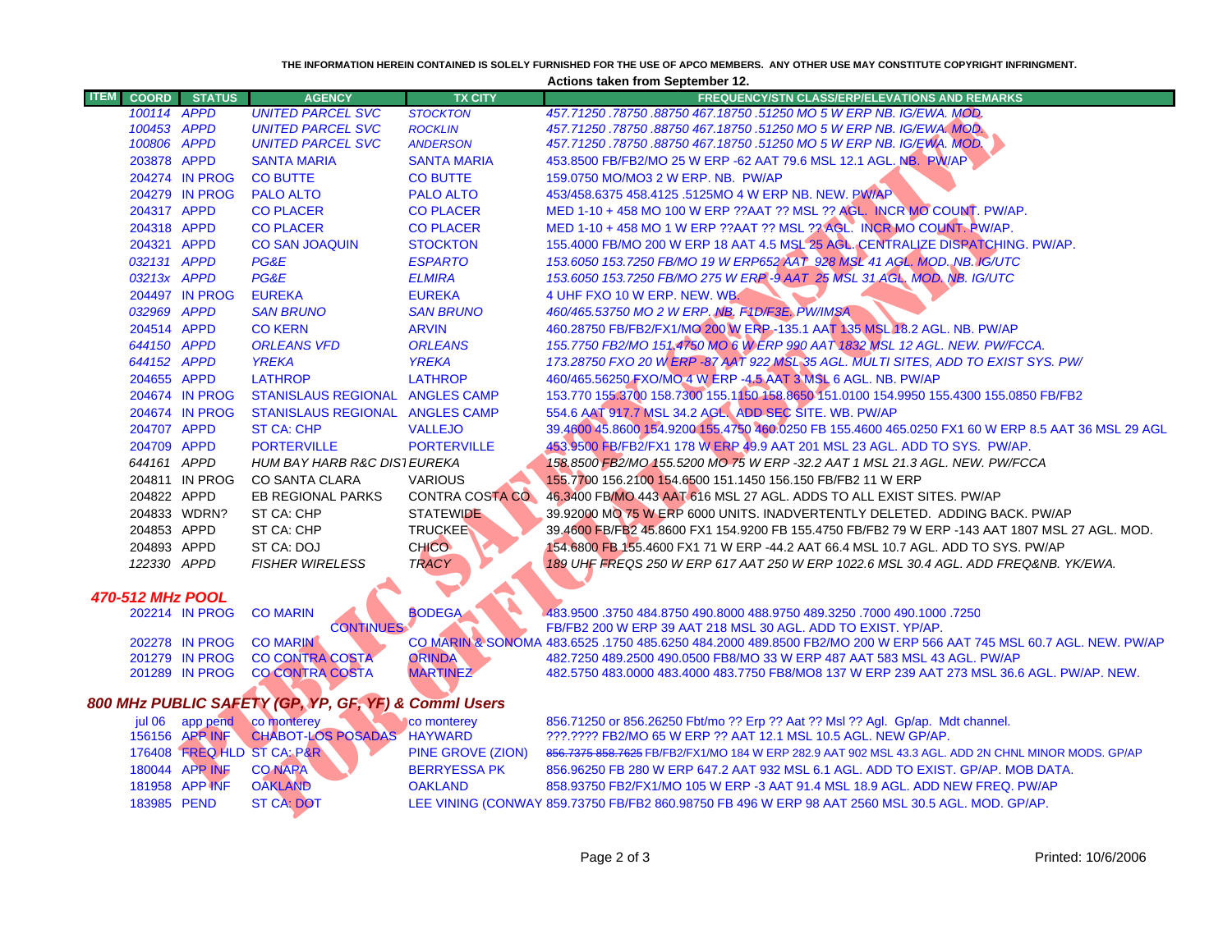THE INFORMATION HEREIN CONTAINED IS SOLELY FURNISHED FOR THE USE OF APCO MEMBERS. ANY OTHER USE MAY CONSTITUTE COPYRIGHT INFRINGMENT.

**Actions taken from September 12.**

| ITEM | COORD | STATUS | AGENCY | TX CITY | FREQUENCY/STN CLASS/ERP/ELEVATIONS AND REMARKS |
|---|---|---|---|---|---|
| | 100114 | APPD | UNITED PARCEL SVC | STOCKTON | 457.71250 .78750 .88750 467.18750 .51250 MO 5 W ERP NB. IG/EWA. MOD. |
| | 100453 | APPD | UNITED PARCEL SVC | ROCKLIN | 457.71250 .78750 .88750 467.18750 .51250 MO 5 W ERP NB. IG/EWA. MOD. |
| | 100806 | APPD | UNITED PARCEL SVC | ANDERSON | 457.71250 .78750 .88750 467.18750 .51250 MO 5 W ERP NB. IG/EWA. MOD. |
| | 203878 | APPD | SANTA MARIA | SANTA MARIA | 453.8500 FB/FB2/MO 25 W ERP -62 AAT 79.6 MSL 12.1 AGL. NB. PW/AP |
| | 204274 | IN PROG | CO BUTTE | CO BUTTE | 159.0750 MO/MO3 2 W ERP. NB. PW/AP |
| | 204279 | IN PROG | PALO ALTO | PALO ALTO | 453/458.6375 458.4125 .5125MO 4 W ERP NB. NEW. PW/AP |
| | 204317 | APPD | CO PLACER | CO PLACER | MED 1-10 + 458 MO 100 W ERP ??AAT ?? MSL ?? AGL. INCR MO COUNT. PW/AP. |
| | 204318 | APPD | CO PLACER | CO PLACER | MED 1-10 + 458 MO 1 W ERP ??AAT ?? MSL ?? AGL. INCR MO COUNT. PW/AP. |
| | 204321 | APPD | CO SAN JOAQUIN | STOCKTON | 155.4000 FB/MO 200 W ERP 18 AAT 4.5 MSL 25 AGL. CENTRALIZE DISPATCHING. PW/AP. |
| | 032131 | APPD | PG&E | ESPARTO | 153.6050 153.7250 FB/MO 19 W ERP652 AAT 928 MSL 41 AGL. MOD. NB. IG/UTC |
| | 03213x | APPD | PG&E | ELMIRA | 153.6050 153.7250 FB/MO 275 W ERP -9 AAT 25 MSL 31 AGL. MOD. NB. IG/UTC |
| | 204497 | IN PROG | EUREKA | EUREKA | 4 UHF FXO 10 W ERP. NEW. WB. |
| | 032969 | APPD | SAN BRUNO | SAN BRUNO | 460/465.53750 MO 2 W ERP. NB. F1D/F3E. PW/IMSA |
| | 204514 | APPD | CO KERN | ARVIN | 460.28750 FB/FB2/FX1/MO 200 W ERP -135.1 AAT 135 MSL 18.2 AGL. NB. PW/AP |
| | 644150 | APPD | ORLEANS VFD | ORLEANS | 155.7750 FB2/MO 151.4750 MO 6 W ERP 990 AAT 1832 MSL 12 AGL. NEW. PW/FCCA. |
| | 644152 | APPD | YREKA | YREKA | 173.28750 FXO 20 W ERP -87 AAT 922 MSL 35 AGL. MULTI SITES, ADD TO EXIST SYS. PW/ |
| | 204655 | APPD | LATHROP | LATHROP | 460/465.56250 FXO/MO 4 W ERP -4.5 AAT 3 MSL 6 AGL. NB. PW/AP |
| | 204674 | IN PROG | STANISLAUS REGIONAL | ANGLES CAMP | 153.770 155.3700 158.7300 155.1150 158.8650 151.0100 154.9950 155.4300 155.0850 FB/FB2 |
| | 204674 | IN PROG | STANISLAUS REGIONAL | ANGLES CAMP | 554.6 AAT 917.7 MSL 34.2 AGL. ADD SEC SITE. WB. PW/AP |
| | 204707 | APPD | ST CA: CHP | VALLEJO | 39.4600 45.8600 154.9200 155.4750 460.0250 FB 155.4600 465.0250 FX1 60 W ERP 8.5 AAT 36 MSL 29 AGL |
| | 204709 | APPD | PORTERVILLE | PORTERVILLE | 453.9500 FB/FB2/FX1 178 W ERP 49.9 AAT 201 MSL 23 AGL. ADD TO SYS. PW/AP. |
| | 644161 | APPD | HUM BAY HARB R&C DIST | EUREKA | 158.8500 FB2/MO 155.5200 MO 75 W ERP -32.2 AAT 1 MSL 21.3 AGL. NEW. PW/FCCA |
| | 204811 | IN PROG | CO SANTA CLARA | VARIOUS | 155.7700 156.2100 154.6500 151.1450 156.150 FB/FB2 11 W ERP |
| | 204822 | APPD | EB REGIONAL PARKS | CONTRA COSTA CO | 46.3400 FB/MO 443 AAT 616 MSL 27 AGL. ADDS TO ALL EXIST SITES. PW/AP |
| | 204833 | WDRN? | ST CA: CHP | STATEWIDE | 39.92000 MO 75 W ERP 6000 UNITS. INADVERTENTLY DELETED. ADDING BACK. PW/AP |
| | 204853 | APPD | ST CA: CHP | TRUCKEE | 39.4600 FB/FB2 45.8600 FX1 154.9200 FB 155.4750 FB/FB2 79 W ERP -143 AAT 1807 MSL 27 AGL. MOD. |
| | 204893 | APPD | ST CA: DOJ | CHICO | 154.6800 FB 155.4600 FX1 71 W ERP -44.2 AAT 66.4 MSL 10.7 AGL. ADD TO SYS. PW/AP |
| | 122330 | APPD | FISHER WIRELESS | TRACY | 189 UHF FREQS 250 W ERP 617 AAT 250 W ERP 1022.6 MSL 30.4 AGL. ADD FREQ&NB. YK/EWA. |

## 470-512 MHz POOL

| ITEM | COORD | STATUS | AGENCY | TX CITY | FREQUENCY/STN CLASS/ERP/ELEVATIONS AND REMARKS |
|---|---|---|---|---|---|
| | 202214 | IN PROG | CO MARIN | BODEGA | 483.9500 .3750 484.8750 490.8000 488.9750 489.3250 .7000 490.1000 .7250 |
| | | | CONTINUES | | FB/FB2 200 W ERP 39 AAT 218 MSL 30 AGL. ADD TO EXIST. YP/AP. |
| | 202278 | IN PROG | CO MARIN | CO MARIN & SONOMA | 483.6525 .1750 485.6250 484.2000 489.8500 FB2/MO 200 W ERP 566 AAT 745 MSL 60.7 AGL. NEW. PW/AP |
| | 201279 | IN PROG | CO CONTRA COSTA | ORINDA | 482.7250 489.2500 490.0500 FB8/MO 33 W ERP 487 AAT 583 MSL 43 AGL. PW/AP |
| | 201289 | IN PROG | CO CONTRA COSTA | MARTINEZ | 482.5750 483.0000 483.4000 483.7750 FB8/MO8 137 W ERP 239 AAT 273 MSL 36.6 AGL. PW/AP. NEW. |

## 800 MHz PUBLIC SAFETY (GP, YP, GF, YF) & Comml Users

| ITEM | COORD | STATUS | AGENCY | TX CITY | FREQUENCY/STN CLASS/ERP/ELEVATIONS AND REMARKS |
|---|---|---|---|---|---|
| | jul 06 | app pend | co monterey | co monterey | 856.71250 or 856.26250 Fbt/mo ?? Erp ?? Aat ?? Msl ?? Agl. Gp/ap. Mdt channel. |
| | 156156 | APP INF | CHABOT-LOS POSADAS | HAYWARD | ???.???? FB2/MO 65 W ERP ?? AAT 12.1 MSL 10.5 AGL. NEW GP/AP. |
| | 176408 | FREQ HLD | ST CA: P&R | PINE GROVE (ZION) | ~~856.7375 858.7625~~ FB/FB2/FX1/MO 184 W ERP 282.9 AAT 902 MSL 43.3 AGL. ADD 2N CHNL MINOR MODS. GP/AP |
| | 180044 | APP INF | CO NAPA | BERRYESSA PK | 856.96250 FB 280 W ERP 647.2 AAT 932 MSL 6.1 AGL. ADD TO EXIST. GP/AP. MOB DATA. |
| | 181958 | APP INF | OAKLAND | OAKLAND | 858.93750 FB2/FX1/MO 105 W ERP -3 AAT 91.4 MSL 18.9 AGL. ADD NEW FREQ. PW/AP |
| | 183985 | PEND | ST CA: DOT | LEE VINING (CONWAY | 859.73750 FB/FB2 860.98750 FB 496 W ERP 98 AAT 2560 MSL 30.5 AGL. MOD. GP/AP. |

Printed: 10/6/2006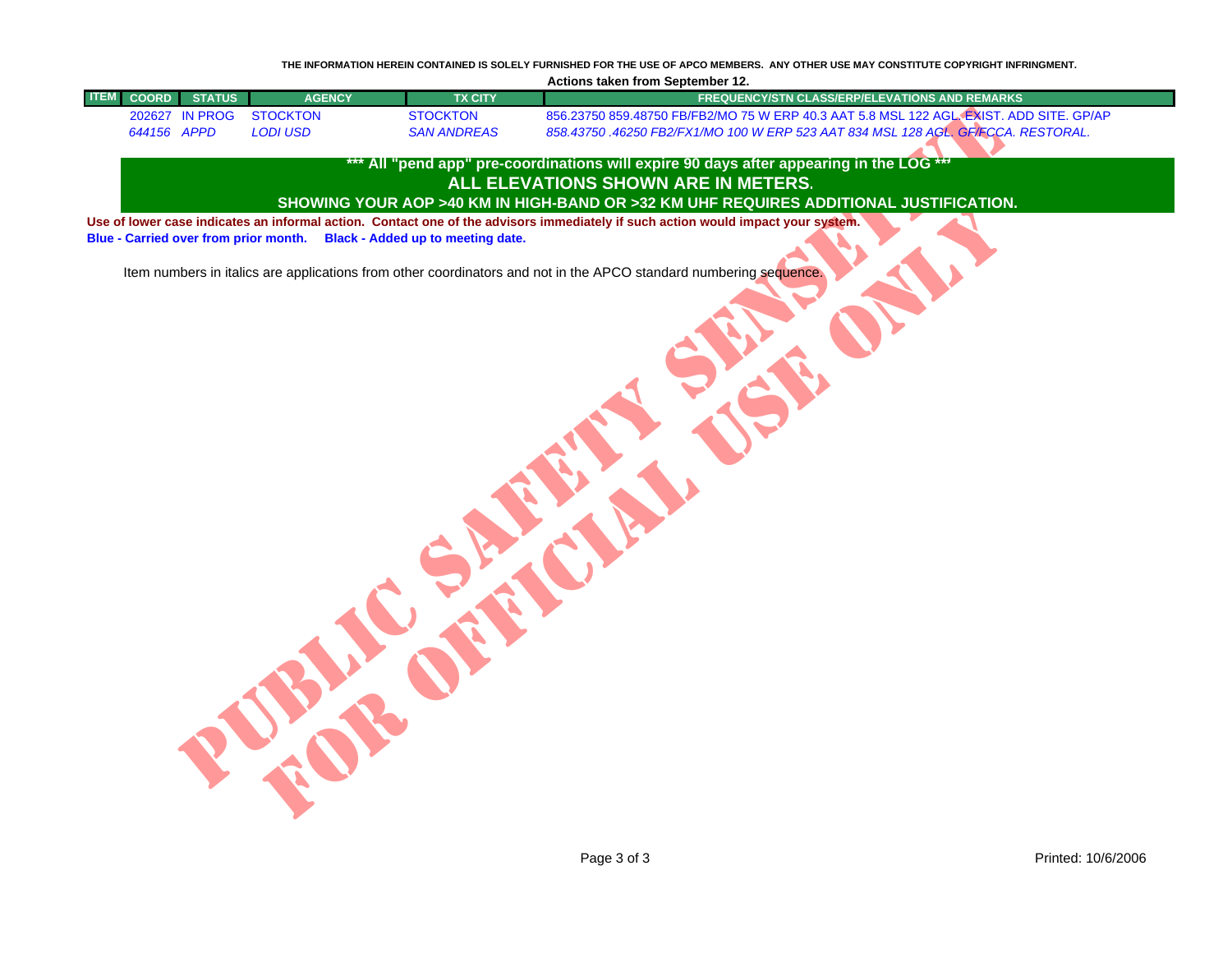THE INFORMATION HEREIN CONTAINED IS SOLELY FURNISHED FOR THE USE OF APCO MEMBERS. ANY OTHER USE MAY CONSTITUTE COPYRIGHT INFRINGMENT.

**Actions taken from September 12.**

| ITEM | COORD | STATUS | AGENCY | TX CITY | FREQUENCY/STN CLASS/ERP/ELEVATIONS AND REMARKS |
|---|---|---|---|---|---|
| | 202627 | IN PROG | STOCKTON | STOCKTON | 856.23750 859.48750 FB/FB2/MO 75 W ERP 40.3 AAT 5.8 MSL 122 AGL. EXIST. ADD SITE. GP/AP |
| | *644156* | *APPD* | *LODI USD* | *SAN ANDREAS* | *858.43750 .46250 FB2/FX1/MO 100 W ERP 523 AAT 834 MSL 128 AGL. GF/FCCA. RESTORAL.* |

**\*\*\* All "pend app" pre-coordinations will expire 90 days after appearing in the LOG \*\*\***

**ALL ELEVATIONS SHOWN ARE IN METERS.**

**SHOWING YOUR AOP >40 KM IN HIGH-BAND OR >32 KM UHF REQUIRES ADDITIONAL JUSTIFICATION.**

**Use of lower case indicates an informal action. Contact one of the advisors immediately if such action would impact your system.**

**Blue - Carried over from prior month. Black - Added up to meeting date.**

Item numbers in italics are applications from other coordinators and not in the APCO standard numbering sequence.

PUBLIC SAFETY SENSITIVE
FOR OFFICIAL USE ONLY

Printed: 10/6/2006